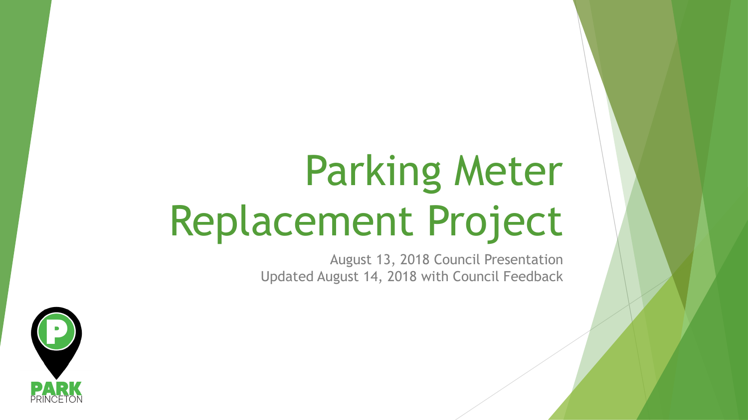# Parking Meter Replacement Project

August 13, 2018 Council Presentation
Updated August 14, 2018 with Council Feedback

PARK PRINCETON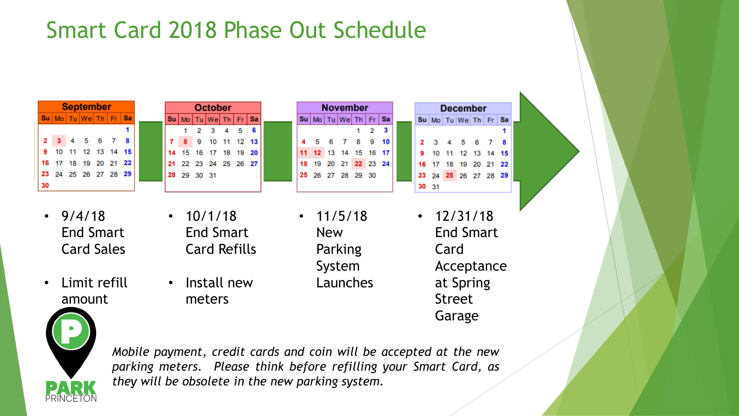# Smart Card 2018 Phase Out Schedule

**September**

| Su | Mo | Tu | We | Th | Fr | Sa |
|---|---|---|---|---|---|---|
| | | | | | | 1 |
| 2 | 3 | 4 | 5 | 6 | 7 | 8 |
| 9 | 10 | 11 | 12 | 13 | 14 | 15 |
| 16 | 17 | 18 | 19 | 20 | 21 | 22 |
| 23 | 24 | 25 | 26 | 27 | 28 | 29 |
| 30 | | | | | | |

- 9/4/18 End Smart Card Sales
- Limit refill amount

**October**

| Su | Mo | Tu | We | Th | Fr | Sa |
|---|---|---|---|---|---|---|
| | 1 | 2 | 3 | 4 | 5 | 6 |
| 7 | 8 | 9 | 10 | 11 | 12 | 13 |
| 14 | 15 | 16 | 17 | 18 | 19 | 20 |
| 21 | 22 | 23 | 24 | 25 | 26 | 27 |
| 28 | 29 | 30 | 31 | | | |

- 10/1/18 End Smart Card Refills
- Install new meters

**November**

| Su | Mo | Tu | We | Th | Fr | Sa |
|---|---|---|---|---|---|---|
| | | | | 1 | 2 | 3 |
| 4 | 5 | 6 | 7 | 8 | 9 | 10 |
| 11 | 12 | 13 | 14 | 15 | 16 | 17 |
| 18 | 19 | 20 | 21 | 22 | 23 | 24 |
| 25 | 26 | 27 | 28 | 29 | 30 | |

- 11/5/18 New Parking System Launches

**December**

| Su | Mo | Tu | We | Th | Fr | Sa |
|---|---|---|---|---|---|---|
| | | | | | | 1 |
| 2 | 3 | 4 | 5 | 6 | 7 | 8 |
| 9 | 10 | 11 | 12 | 13 | 14 | 15 |
| 16 | 17 | 18 | 19 | 20 | 21 | 22 |
| 23 | 24 | 25 | 26 | 27 | 28 | 29 |
| 30 | 31 | | | | | |

- 12/31/18 End Smart Card Acceptance at Spring Street Garage

PARK PRINCETON

*Mobile payment, credit cards and coin will be accepted at the new parking meters. Please think before refilling your Smart Card, as they will be obsolete in the new parking system.*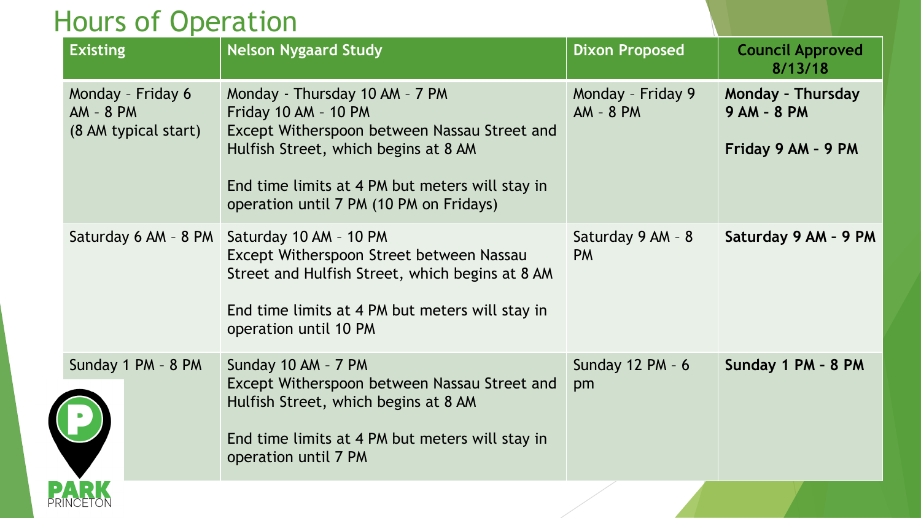# Hours of Operation

| Existing | Nelson Nygaard Study | Dixon Proposed | Council Approved 8/13/18 |
|---|---|---|---|
| Monday – Friday 6 AM – 8 PM<br>(8 AM typical start) | Monday - Thursday 10 AM – 7 PM<br>Friday 10 AM – 10 PM<br>Except Witherspoon between Nassau Street and Hulfish Street, which begins at 8 AM<br><br>End time limits at 4 PM but meters will stay in operation until 7 PM (10 PM on Fridays) | Monday – Friday 9 AM – 8 PM | **Monday - Thursday 9 AM - 8 PM**<br><br>**Friday 9 AM - 9 PM** |
| Saturday 6 AM – 8 PM | Saturday 10 AM – 10 PM<br>Except Witherspoon Street between Nassau Street and Hulfish Street, which begins at 8 AM<br><br>End time limits at 4 PM but meters will stay in operation until 10 PM | Saturday 9 AM – 8 PM | **Saturday 9 AM - 9 PM** |
| Sunday 1 PM – 8 PM | Sunday 10 AM – 7 PM<br>Except Witherspoon between Nassau Street and Hulfish Street, which begins at 8 AM<br><br>End time limits at 4 PM but meters will stay in operation until 7 PM | Sunday 12 PM – 6 pm | **Sunday 1 PM - 8 PM** |

PARK PRINCETON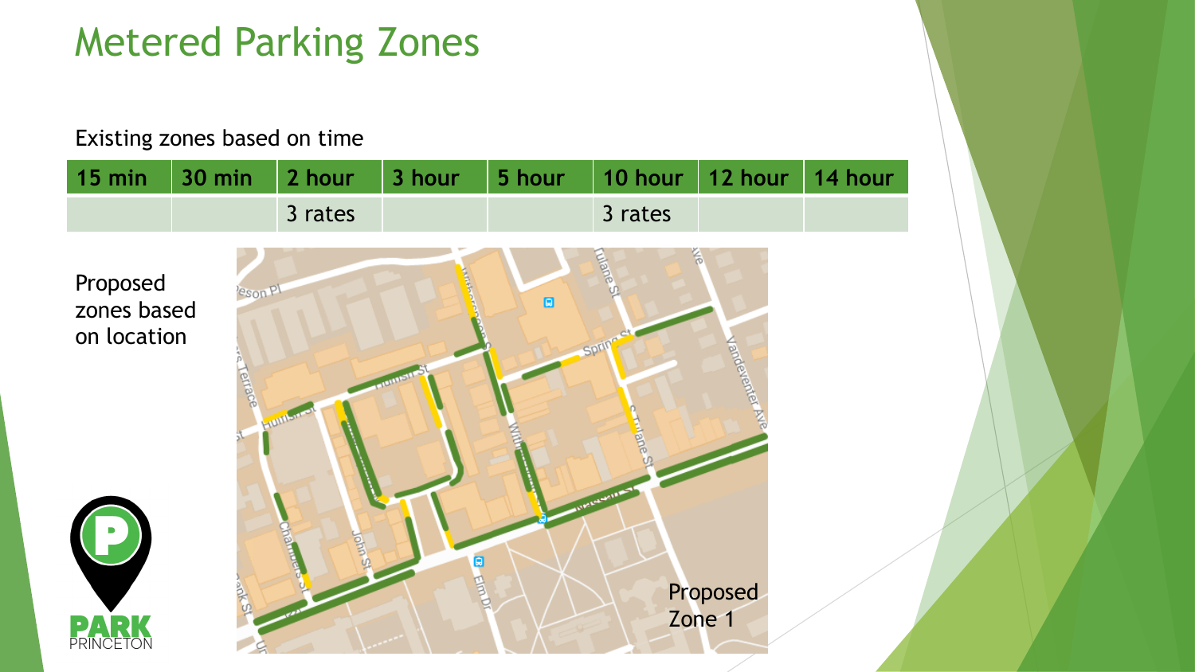# Metered Parking Zones

Existing zones based on time

| 15 min | 30 min | 2 hour | 3 hour | 5 hour | 10 hour | 12 hour | 14 hour |
|---|---|---|---|---|---|---|---|
| | | 3 rates | | | 3 rates | | |

Proposed zones based on location

Proposed Zone 1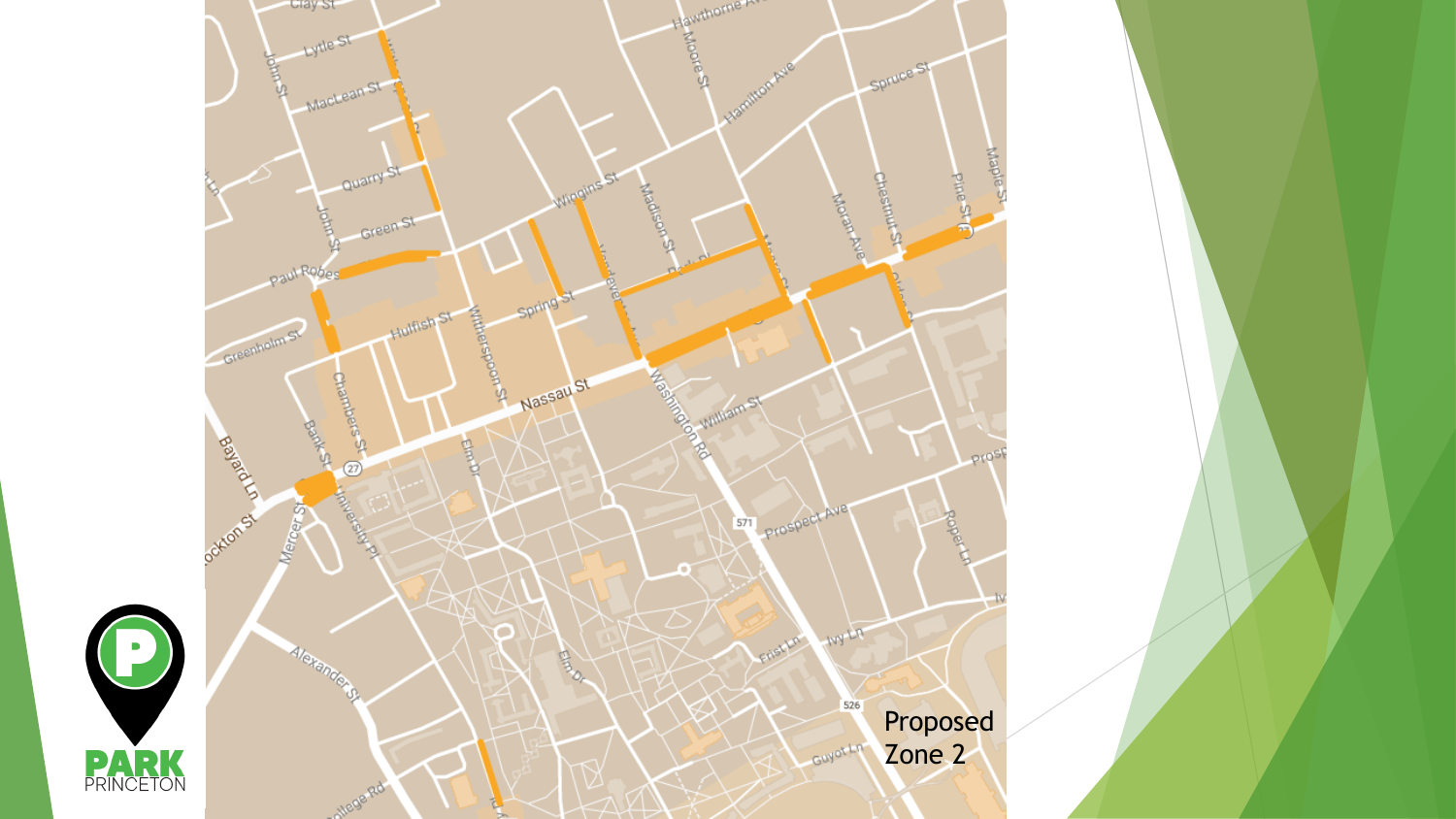Proposed Zone 2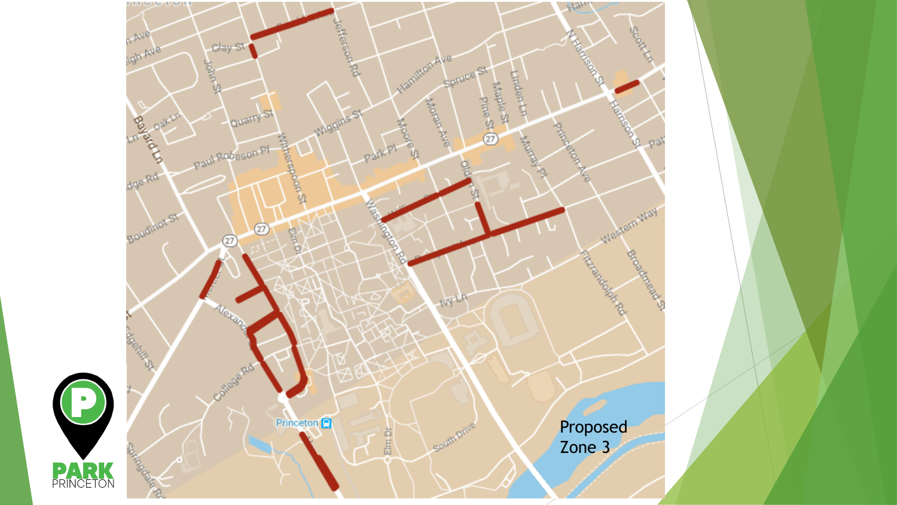Proposed Zone 3

PARK PRINCETON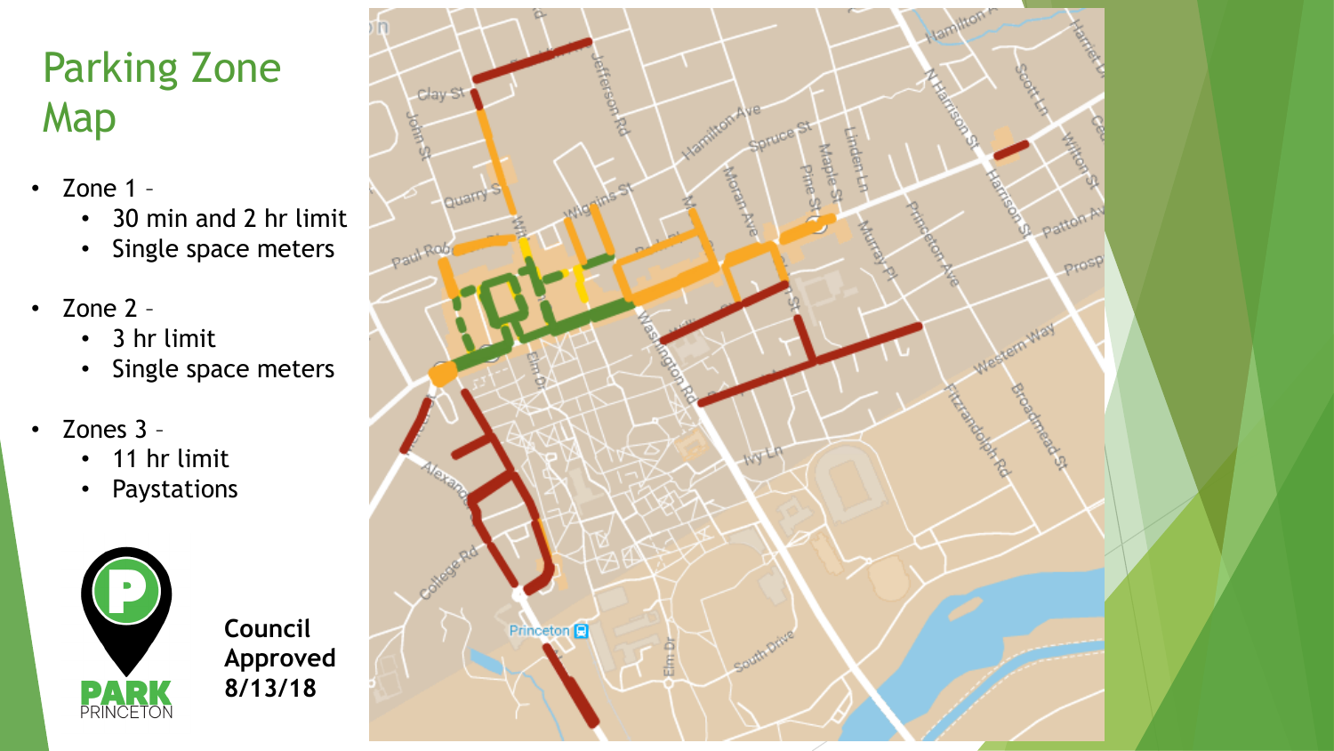# Parking Zone Map

- Zone 1 –
  - 30 min and 2 hr limit
  - Single space meters
- Zone 2 –
  - 3 hr limit
  - Single space meters
- Zones 3 –
  - 11 hr limit
  - Paystations

PARK PRINCETON

**Council Approved 8/13/18**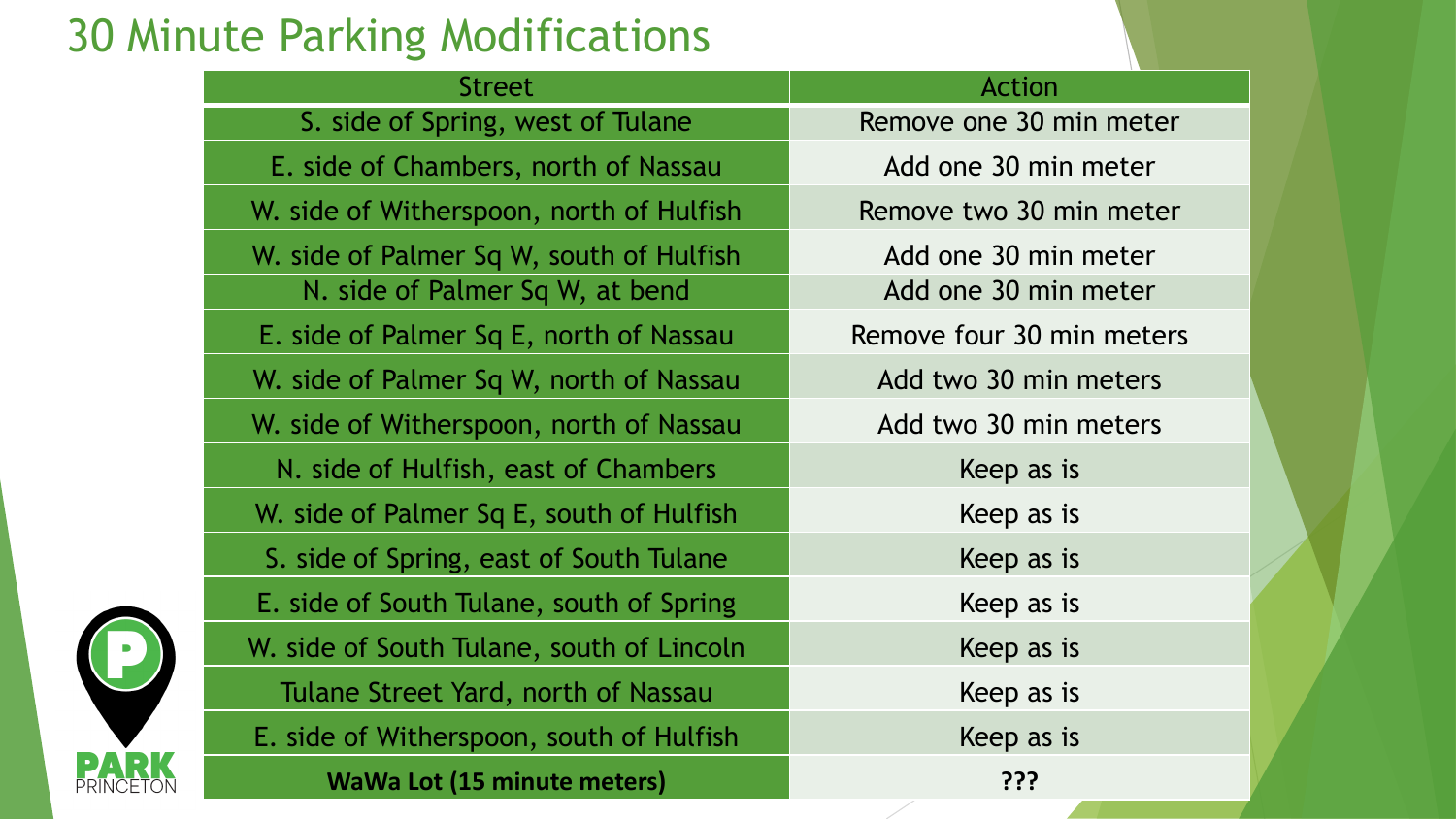# 30 Minute Parking Modifications

| Street | Action |
| --- | --- |
| S. side of Spring, west of Tulane | Remove one 30 min meter |
| E. side of Chambers, north of Nassau | Add one 30 min meter |
| W. side of Witherspoon, north of Hulfish | Remove two 30 min meter |
| W. side of Palmer Sq W, south of Hulfish | Add one 30 min meter |
| N. side of Palmer Sq W, at bend | Add one 30 min meter |
| E. side of Palmer Sq E, north of Nassau | Remove four 30 min meters |
| W. side of Palmer Sq W, north of Nassau | Add two 30 min meters |
| W. side of Witherspoon, north of Nassau | Add two 30 min meters |
| N. side of Hulfish, east of Chambers | Keep as is |
| W. side of Palmer Sq E, south of Hulfish | Keep as is |
| S. side of Spring, east of South Tulane | Keep as is |
| E. side of South Tulane, south of Spring | Keep as is |
| W. side of South Tulane, south of Lincoln | Keep as is |
| Tulane Street Yard, north of Nassau | Keep as is |
| E. side of Witherspoon, south of Hulfish | Keep as is |
| **WaWa Lot (15 minute meters)** | **???** |

PARK PRINCETON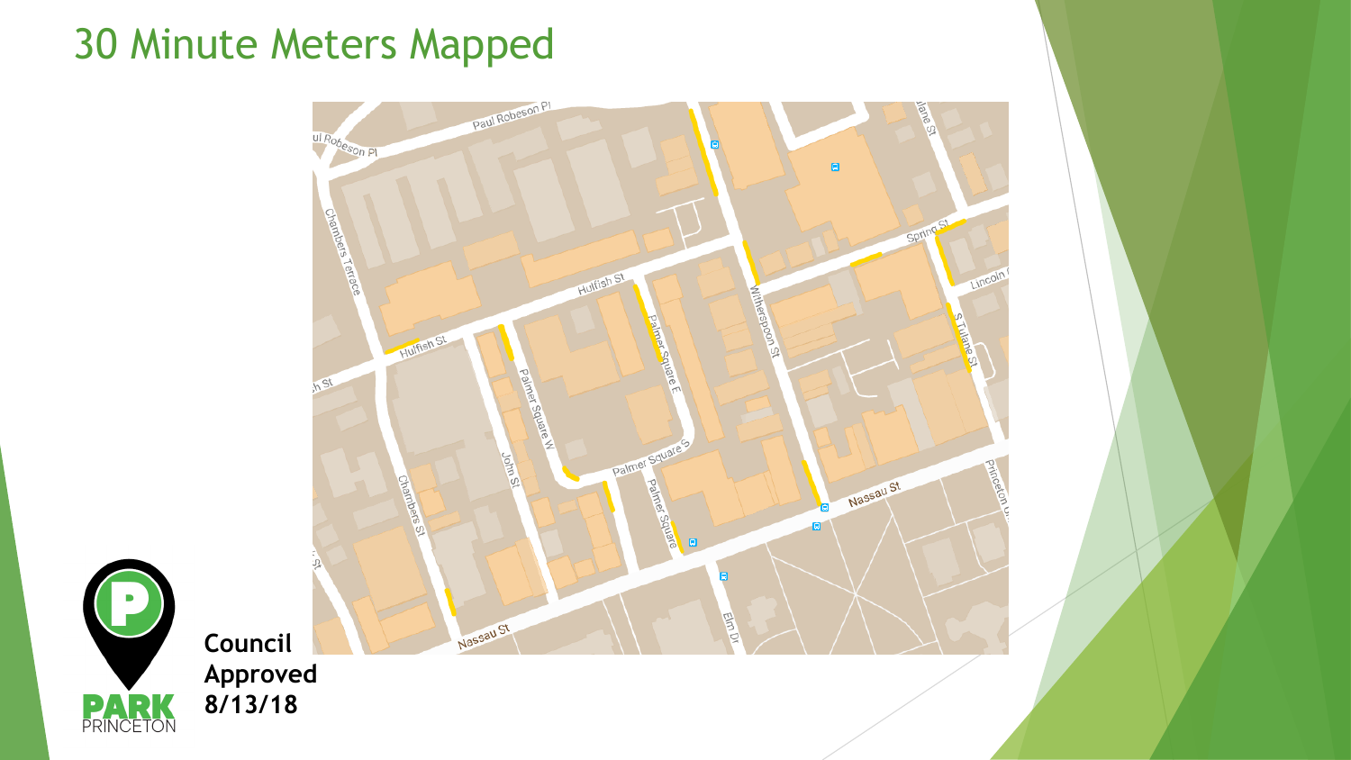# 30 Minute Meters Mapped

**Council Approved 8/13/18**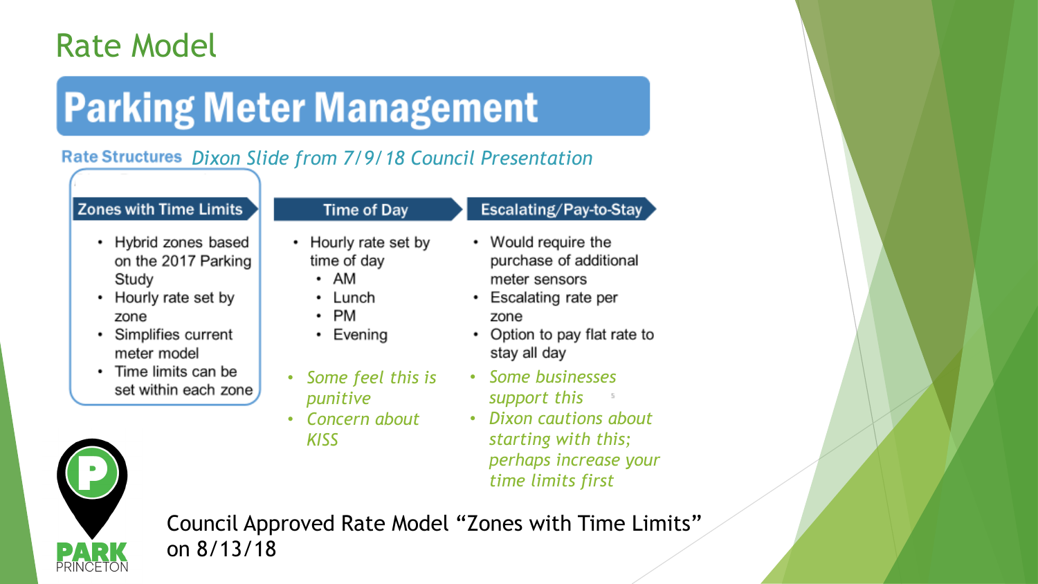# Rate Model

## Parking Meter Management

**Rate Structures** *Dixon Slide from 7/9/18 Council Presentation*

### Zones with Time Limits

- Hybrid zones based on the 2017 Parking Study
- Hourly rate set by zone
- Simplifies current meter model
- Time limits can be set within each zone

### Time of Day

- Hourly rate set by time of day
  - AM
  - Lunch
  - PM
  - Evening
- *Some feel this is punitive*
- *Concern about KISS*

### Escalating/Pay-to-Stay

- Would require the purchase of additional meter sensors
- Escalating rate per zone
- Option to pay flat rate to stay all day
- *Some businesses support this*
- *Dixon cautions about starting with this; perhaps increase your time limits first*

Council Approved Rate Model "Zones with Time Limits" on 8/13/18

PARK PRINCETON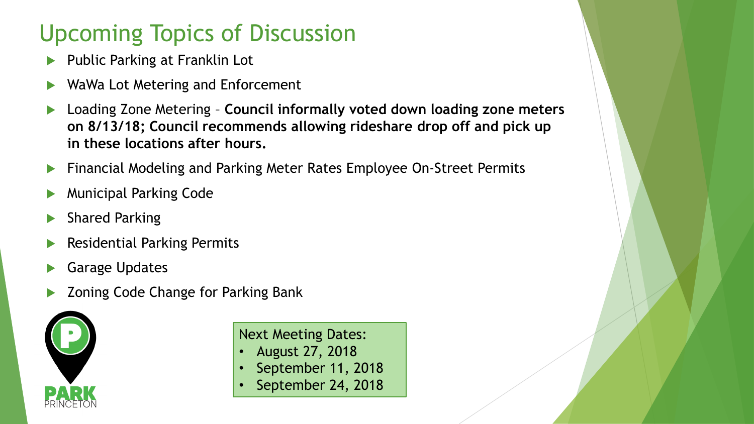# Upcoming Topics of Discussion

- Public Parking at Franklin Lot
- WaWa Lot Metering and Enforcement
- Loading Zone Metering – **Council informally voted down loading zone meters on 8/13/18; Council recommends allowing rideshare drop off and pick up in these locations after hours.**
- Financial Modeling and Parking Meter Rates Employee On-Street Permits
- Municipal Parking Code
- Shared Parking
- Residential Parking Permits
- Garage Updates
- Zoning Code Change for Parking Bank

PARK PRINCETON

Next Meeting Dates:

- August 27, 2018
- September 11, 2018
- September 24, 2018